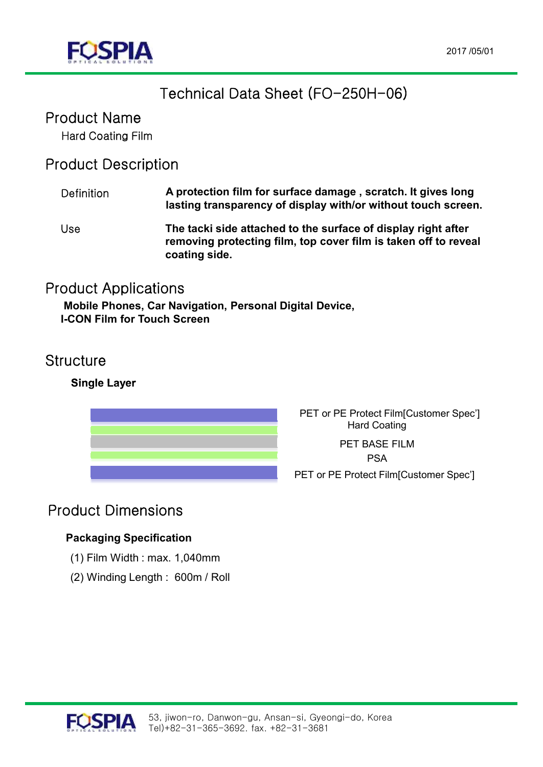2017 /05/01

# Technical Data Sheet (FO-250H-06)

## Product Name

Hard Coating Film

## Product Description

| | |
|---|---|
| Definition | **A protection film for surface damage , scratch. It gives long lasting transparency of display with/or without touch screen.** |
| Use | **The tacki side attached to the surface of display right after removing protecting film, top cover film is taken off to reveal coating side.** |

## Product Applications

**Mobile Phones, Car Navigation, Personal Digital Device, I-CON Film for Touch Screen**

## Structure

**Single Layer**

- PET or PE Protect Film[Customer Spec']
- Hard Coating
- PET BASE FILM
- PSA
- PET or PE Protect Film[Customer Spec']

## Product Dimensions

**Packaging Specification**

(1) Film Width : max. 1,040mm

(2) Winding Length : 600m / Roll

53, jiwon-ro, Danwon-gu, Ansan-si, Gyeongi-do, Korea
Tel)+82-31-365-3692. fax. +82-31-3681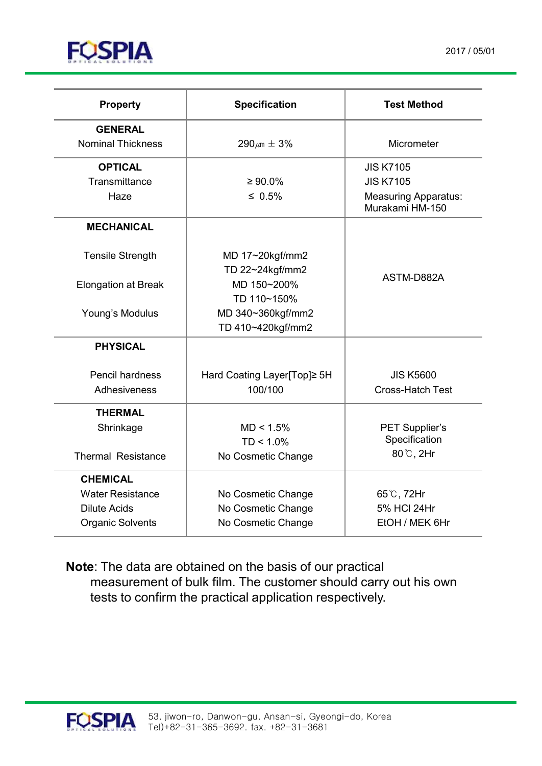| Property | Specification | Test Method |
|---|---|---|
| **GENERAL**<br>Nominal Thickness | 290㎛ ± 3% | Micrometer |
| **OPTICAL**<br>Transmittance<br>Haze | ≥ 90.0%<br>≤ 0.5% | JIS K7105<br>JIS K7105<br>Measuring Apparatus: Murakami HM-150 |
| **MECHANICAL**<br>Tensile Strength<br>Elongation at Break<br>Young's Modulus | MD 17~20kgf/mm2<br>TD 22~24kgf/mm2<br>MD 150~200%<br>TD 110~150%<br>MD 340~360kgf/mm2<br>TD 410~420kgf/mm2 | ASTM-D882A |
| **PHYSICAL**<br>Pencil hardness<br>Adhesiveness | Hard Coating Layer[Top]≥ 5H<br>100/100 | JIS K5600<br>Cross-Hatch Test |
| **THERMAL**<br>Shrinkage<br>Thermal Resistance | MD < 1.5%<br>TD < 1.0%<br>No Cosmetic Change | PET Supplier's Specification<br>80℃, 2Hr |
| **CHEMICAL**<br>Water Resistance<br>Dilute Acids<br>Organic Solvents | No Cosmetic Change<br>No Cosmetic Change<br>No Cosmetic Change | 65℃, 72Hr<br>5% HCl 24Hr<br>EtOH / MEK 6Hr |

**Note**: The data are obtained on the basis of our practical measurement of bulk film. The customer should carry out his own tests to confirm the practical application respectively.